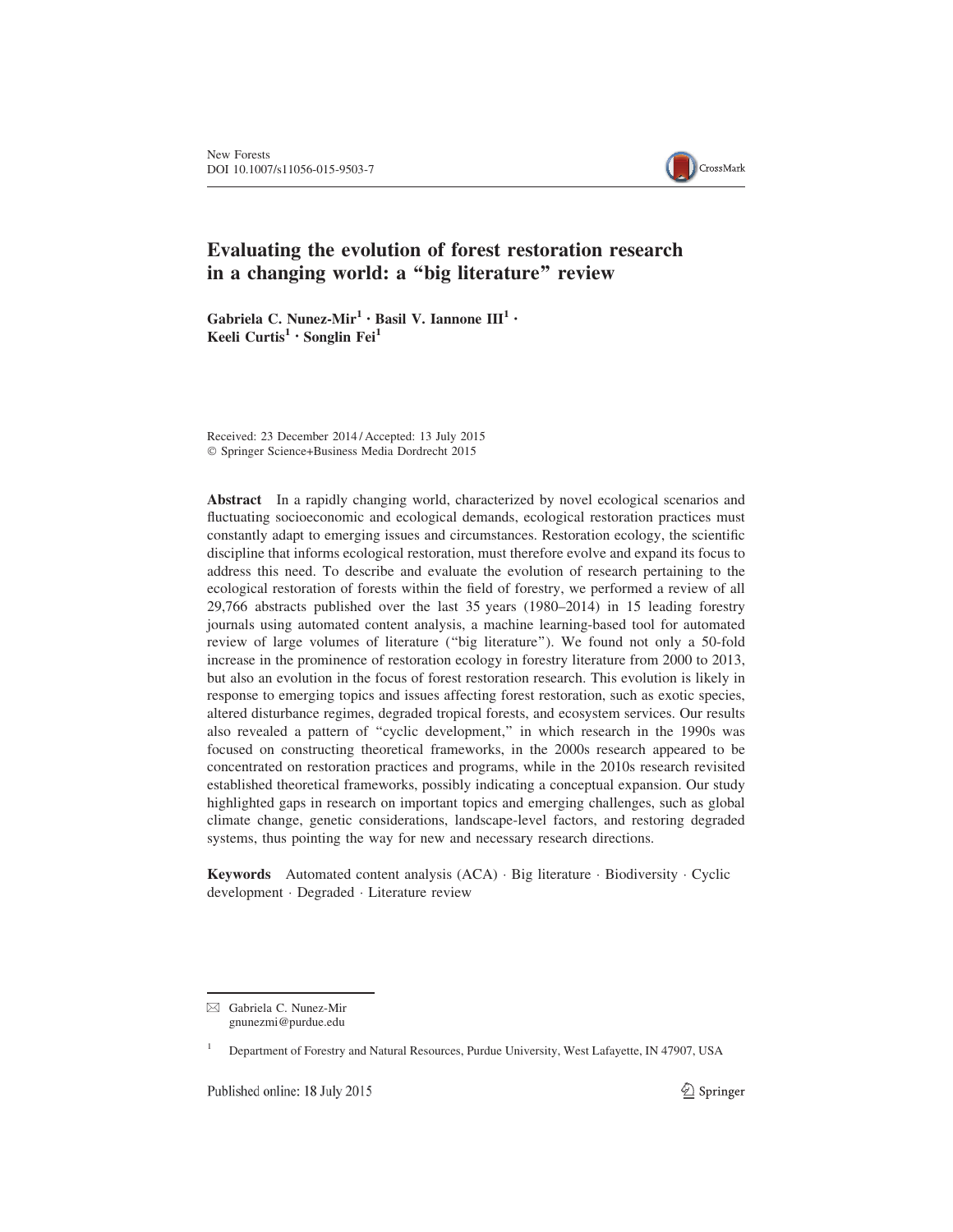New Forests
DOI 10.1007/s11056-015-9503-7

# Evaluating the evolution of forest restoration research in a changing world: a "big literature" review

**Gabriela C. Nunez-Mir**[1] **· Basil V. Iannone III**[1] **· Keeli Curtis**[1] **· Songlin Fei**[1]

Received: 23 December 2014 / Accepted: 13 July 2015
© Springer Science+Business Media Dordrecht 2015

**Abstract** In a rapidly changing world, characterized by novel ecological scenarios and fluctuating socioeconomic and ecological demands, ecological restoration practices must constantly adapt to emerging issues and circumstances. Restoration ecology, the scientific discipline that informs ecological restoration, must therefore evolve and expand its focus to address this need. To describe and evaluate the evolution of research pertaining to the ecological restoration of forests within the field of forestry, we performed a review of all 29,766 abstracts published over the last 35 years (1980–2014) in 15 leading forestry journals using automated content analysis, a machine learning-based tool for automated review of large volumes of literature ("big literature"). We found not only a 50-fold increase in the prominence of restoration ecology in forestry literature from 2000 to 2013, but also an evolution in the focus of forest restoration research. This evolution is likely in response to emerging topics and issues affecting forest restoration, such as exotic species, altered disturbance regimes, degraded tropical forests, and ecosystem services. Our results also revealed a pattern of "cyclic development," in which research in the 1990s was focused on constructing theoretical frameworks, in the 2000s research appeared to be concentrated on restoration practices and programs, while in the 2010s research revisited established theoretical frameworks, possibly indicating a conceptual expansion. Our study highlighted gaps in research on important topics and emerging challenges, such as global climate change, genetic considerations, landscape-level factors, and restoring degraded systems, thus pointing the way for new and necessary research directions.

**Keywords** Automated content analysis (ACA) · Big literature · Biodiversity · Cyclic development · Degraded · Literature review

✉ Gabriela C. Nunez-Mir
gnunezmi@purdue.edu

[1] Department of Forestry and Natural Resources, Purdue University, West Lafayette, IN 47907, USA

Published online: 18 July 2015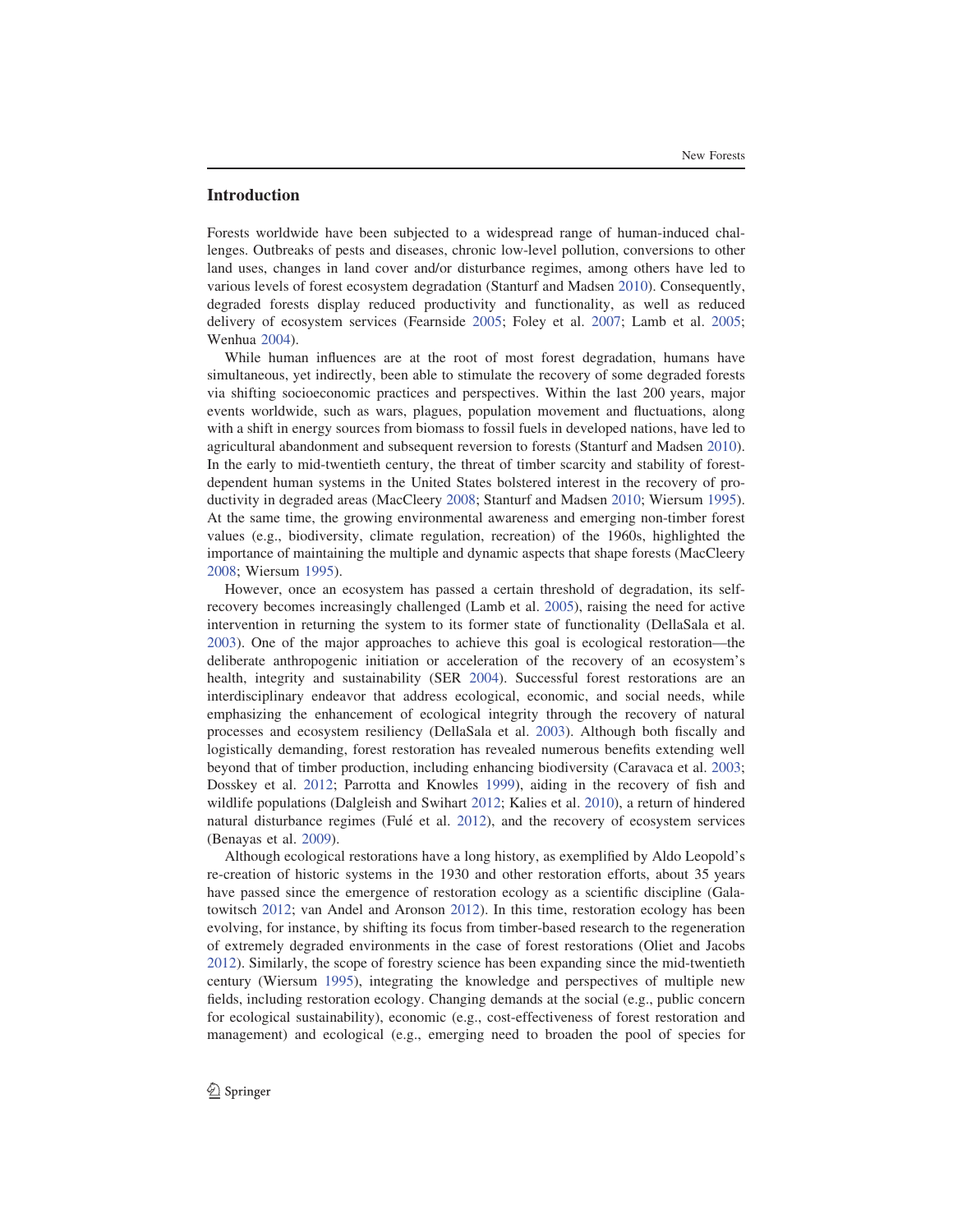## Introduction

Forests worldwide have been subjected to a widespread range of human-induced challenges. Outbreaks of pests and diseases, chronic low-level pollution, conversions to other land uses, changes in land cover and/or disturbance regimes, among others have led to various levels of forest ecosystem degradation (Stanturf and Madsen 2010). Consequently, degraded forests display reduced productivity and functionality, as well as reduced delivery of ecosystem services (Fearnside 2005; Foley et al. 2007; Lamb et al. 2005; Wenhua 2004).

While human influences are at the root of most forest degradation, humans have simultaneous, yet indirectly, been able to stimulate the recovery of some degraded forests via shifting socioeconomic practices and perspectives. Within the last 200 years, major events worldwide, such as wars, plagues, population movement and fluctuations, along with a shift in energy sources from biomass to fossil fuels in developed nations, have led to agricultural abandonment and subsequent reversion to forests (Stanturf and Madsen 2010). In the early to mid-twentieth century, the threat of timber scarcity and stability of forest-dependent human systems in the United States bolstered interest in the recovery of productivity in degraded areas (MacCleery 2008; Stanturf and Madsen 2010; Wiersum 1995). At the same time, the growing environmental awareness and emerging non-timber forest values (e.g., biodiversity, climate regulation, recreation) of the 1960s, highlighted the importance of maintaining the multiple and dynamic aspects that shape forests (MacCleery 2008; Wiersum 1995).

However, once an ecosystem has passed a certain threshold of degradation, its self-recovery becomes increasingly challenged (Lamb et al. 2005), raising the need for active intervention in returning the system to its former state of functionality (DellaSala et al. 2003). One of the major approaches to achieve this goal is ecological restoration—the deliberate anthropogenic initiation or acceleration of the recovery of an ecosystem's health, integrity and sustainability (SER 2004). Successful forest restorations are an interdisciplinary endeavor that address ecological, economic, and social needs, while emphasizing the enhancement of ecological integrity through the recovery of natural processes and ecosystem resiliency (DellaSala et al. 2003). Although both fiscally and logistically demanding, forest restoration has revealed numerous benefits extending well beyond that of timber production, including enhancing biodiversity (Caravaca et al. 2003; Dosskey et al. 2012; Parrotta and Knowles 1999), aiding in the recovery of fish and wildlife populations (Dalgleish and Swihart 2012; Kalies et al. 2010), a return of hindered natural disturbance regimes (Fulé et al. 2012), and the recovery of ecosystem services (Benayas et al. 2009).

Although ecological restorations have a long history, as exemplified by Aldo Leopold's re-creation of historic systems in the 1930 and other restoration efforts, about 35 years have passed since the emergence of restoration ecology as a scientific discipline (Galatowitsch 2012; van Andel and Aronson 2012). In this time, restoration ecology has been evolving, for instance, by shifting its focus from timber-based research to the regeneration of extremely degraded environments in the case of forest restorations (Oliet and Jacobs 2012). Similarly, the scope of forestry science has been expanding since the mid-twentieth century (Wiersum 1995), integrating the knowledge and perspectives of multiple new fields, including restoration ecology. Changing demands at the social (e.g., public concern for ecological sustainability), economic (e.g., cost-effectiveness of forest restoration and management) and ecological (e.g., emerging need to broaden the pool of species for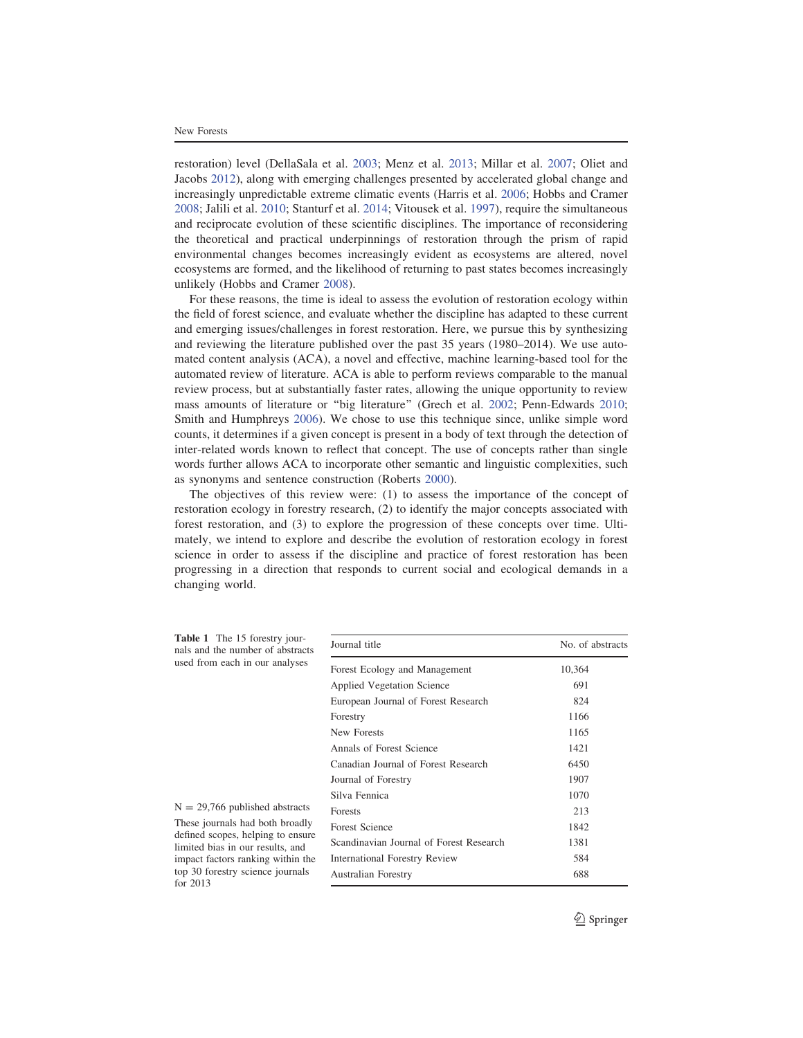restoration) level (DellaSala et al. 2003; Menz et al. 2013; Millar et al. 2007; Oliet and Jacobs 2012), along with emerging challenges presented by accelerated global change and increasingly unpredictable extreme climatic events (Harris et al. 2006; Hobbs and Cramer 2008; Jalili et al. 2010; Stanturf et al. 2014; Vitousek et al. 1997), require the simultaneous and reciprocate evolution of these scientific disciplines. The importance of reconsidering the theoretical and practical underpinnings of restoration through the prism of rapid environmental changes becomes increasingly evident as ecosystems are altered, novel ecosystems are formed, and the likelihood of returning to past states becomes increasingly unlikely (Hobbs and Cramer 2008).

For these reasons, the time is ideal to assess the evolution of restoration ecology within the field of forest science, and evaluate whether the discipline has adapted to these current and emerging issues/challenges in forest restoration. Here, we pursue this by synthesizing and reviewing the literature published over the past 35 years (1980–2014). We use automated content analysis (ACA), a novel and effective, machine learning-based tool for the automated review of literature. ACA is able to perform reviews comparable to the manual review process, but at substantially faster rates, allowing the unique opportunity to review mass amounts of literature or "big literature" (Grech et al. 2002; Penn-Edwards 2010; Smith and Humphreys 2006). We chose to use this technique since, unlike simple word counts, it determines if a given concept is present in a body of text through the detection of inter-related words known to reflect that concept. The use of concepts rather than single words further allows ACA to incorporate other semantic and linguistic complexities, such as synonyms and sentence construction (Roberts 2000).

The objectives of this review were: (1) to assess the importance of the concept of restoration ecology in forestry research, (2) to identify the major concepts associated with forest restoration, and (3) to explore the progression of these concepts over time. Ultimately, we intend to explore and describe the evolution of restoration ecology in forest science in order to assess if the discipline and practice of forest restoration has been progressing in a direction that responds to current social and ecological demands in a changing world.

**Table 1** The 15 forestry journals and the number of abstracts used from each in our analyses

| Journal title | No. of abstracts |
|---|---|
| Forest Ecology and Management | 10,364 |
| Applied Vegetation Science | 691 |
| European Journal of Forest Research | 824 |
| Forestry | 1166 |
| New Forests | 1165 |
| Annals of Forest Science | 1421 |
| Canadian Journal of Forest Research | 6450 |
| Journal of Forestry | 1907 |
| Silva Fennica | 1070 |
| Forests | 213 |
| Forest Science | 1842 |
| Scandinavian Journal of Forest Research | 1381 |
| International Forestry Review | 584 |
| Australian Forestry | 688 |

N = 29,766 published abstracts

These journals had both broadly defined scopes, helping to ensure limited bias in our results, and impact factors ranking within the top 30 forestry science journals for 2013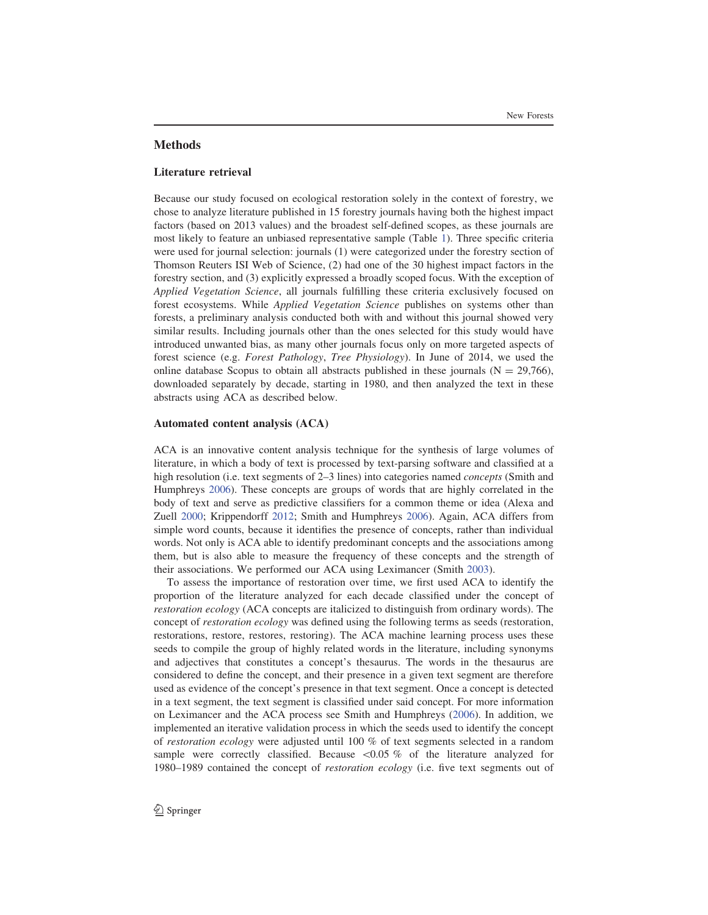## Methods

### Literature retrieval

Because our study focused on ecological restoration solely in the context of forestry, we chose to analyze literature published in 15 forestry journals having both the highest impact factors (based on 2013 values) and the broadest self-defined scopes, as these journals are most likely to feature an unbiased representative sample (Table 1). Three specific criteria were used for journal selection: journals (1) were categorized under the forestry section of Thomson Reuters ISI Web of Science, (2) had one of the 30 highest impact factors in the forestry section, and (3) explicitly expressed a broadly scoped focus. With the exception of *Applied Vegetation Science*, all journals fulfilling these criteria exclusively focused on forest ecosystems. While *Applied Vegetation Science* publishes on systems other than forests, a preliminary analysis conducted both with and without this journal showed very similar results. Including journals other than the ones selected for this study would have introduced unwanted bias, as many other journals focus only on more targeted aspects of forest science (e.g. *Forest Pathology*, *Tree Physiology*). In June of 2014, we used the online database Scopus to obtain all abstracts published in these journals (N = 29,766), downloaded separately by decade, starting in 1980, and then analyzed the text in these abstracts using ACA as described below.

### Automated content analysis (ACA)

ACA is an innovative content analysis technique for the synthesis of large volumes of literature, in which a body of text is processed by text-parsing software and classified at a high resolution (i.e. text segments of 2–3 lines) into categories named *concepts* (Smith and Humphreys 2006). These concepts are groups of words that are highly correlated in the body of text and serve as predictive classifiers for a common theme or idea (Alexa and Zuell 2000; Krippendorff 2012; Smith and Humphreys 2006). Again, ACA differs from simple word counts, because it identifies the presence of concepts, rather than individual words. Not only is ACA able to identify predominant concepts and the associations among them, but is also able to measure the frequency of these concepts and the strength of their associations. We performed our ACA using Leximancer (Smith 2003).

To assess the importance of restoration over time, we first used ACA to identify the proportion of the literature analyzed for each decade classified under the concept of *restoration ecology* (ACA concepts are italicized to distinguish from ordinary words). The concept of *restoration ecology* was defined using the following terms as seeds (restoration, restorations, restore, restores, restoring). The ACA machine learning process uses these seeds to compile the group of highly related words in the literature, including synonyms and adjectives that constitutes a concept's thesaurus. The words in the thesaurus are considered to define the concept, and their presence in a given text segment are therefore used as evidence of the concept's presence in that text segment. Once a concept is detected in a text segment, the text segment is classified under said concept. For more information on Leximancer and the ACA process see Smith and Humphreys (2006). In addition, we implemented an iterative validation process in which the seeds used to identify the concept of *restoration ecology* were adjusted until 100 % of text segments selected in a random sample were correctly classified. Because <0.05 % of the literature analyzed for 1980–1989 contained the concept of *restoration ecology* (i.e. five text segments out of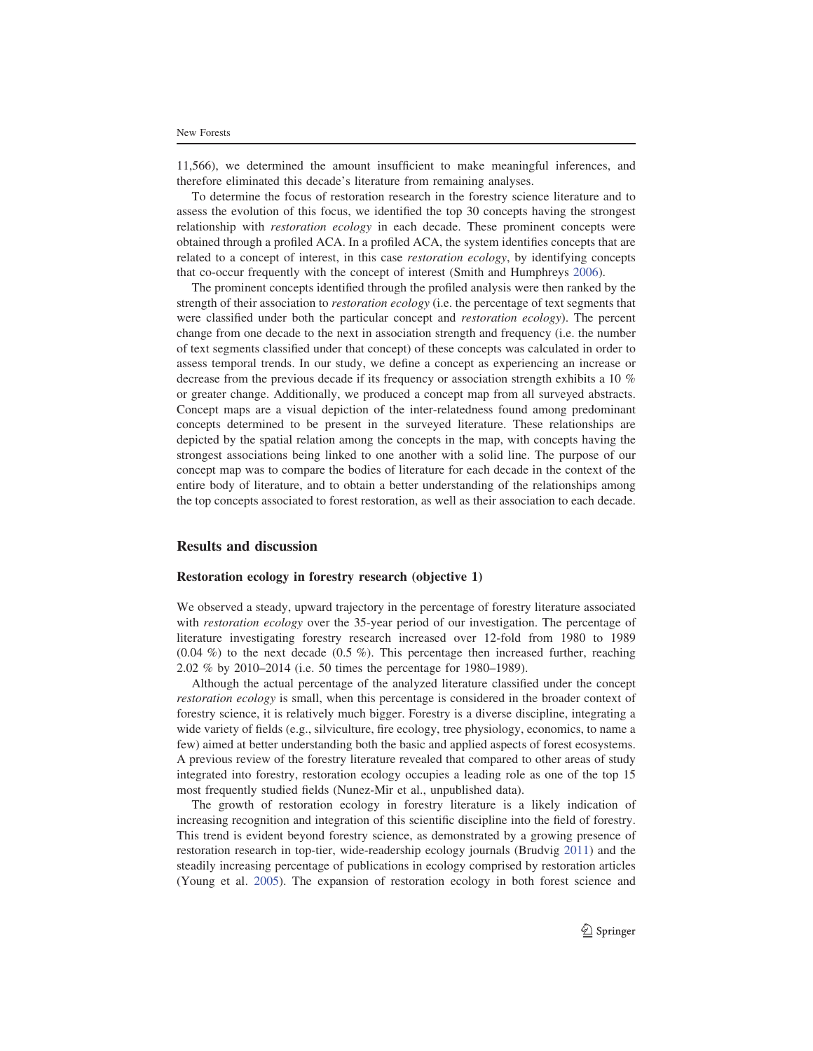11,566), we determined the amount insufficient to make meaningful inferences, and therefore eliminated this decade's literature from remaining analyses.

To determine the focus of restoration research in the forestry science literature and to assess the evolution of this focus, we identified the top 30 concepts having the strongest relationship with *restoration ecology* in each decade. These prominent concepts were obtained through a profiled ACA. In a profiled ACA, the system identifies concepts that are related to a concept of interest, in this case *restoration ecology*, by identifying concepts that co-occur frequently with the concept of interest (Smith and Humphreys 2006).

The prominent concepts identified through the profiled analysis were then ranked by the strength of their association to *restoration ecology* (i.e. the percentage of text segments that were classified under both the particular concept and *restoration ecology*). The percent change from one decade to the next in association strength and frequency (i.e. the number of text segments classified under that concept) of these concepts was calculated in order to assess temporal trends. In our study, we define a concept as experiencing an increase or decrease from the previous decade if its frequency or association strength exhibits a 10 % or greater change. Additionally, we produced a concept map from all surveyed abstracts. Concept maps are a visual depiction of the inter-relatedness found among predominant concepts determined to be present in the surveyed literature. These relationships are depicted by the spatial relation among the concepts in the map, with concepts having the strongest associations being linked to one another with a solid line. The purpose of our concept map was to compare the bodies of literature for each decade in the context of the entire body of literature, and to obtain a better understanding of the relationships among the top concepts associated to forest restoration, as well as their association to each decade.

## Results and discussion

### Restoration ecology in forestry research (objective 1)

We observed a steady, upward trajectory in the percentage of forestry literature associated with *restoration ecology* over the 35-year period of our investigation. The percentage of literature investigating forestry research increased over 12-fold from 1980 to 1989 (0.04 %) to the next decade (0.5 %). This percentage then increased further, reaching 2.02 % by 2010–2014 (i.e. 50 times the percentage for 1980–1989).

Although the actual percentage of the analyzed literature classified under the concept *restoration ecology* is small, when this percentage is considered in the broader context of forestry science, it is relatively much bigger. Forestry is a diverse discipline, integrating a wide variety of fields (e.g., silviculture, fire ecology, tree physiology, economics, to name a few) aimed at better understanding both the basic and applied aspects of forest ecosystems. A previous review of the forestry literature revealed that compared to other areas of study integrated into forestry, restoration ecology occupies a leading role as one of the top 15 most frequently studied fields (Nunez-Mir et al., unpublished data).

The growth of restoration ecology in forestry literature is a likely indication of increasing recognition and integration of this scientific discipline into the field of forestry. This trend is evident beyond forestry science, as demonstrated by a growing presence of restoration research in top-tier, wide-readership ecology journals (Brudvig 2011) and the steadily increasing percentage of publications in ecology comprised by restoration articles (Young et al. 2005). The expansion of restoration ecology in both forest science and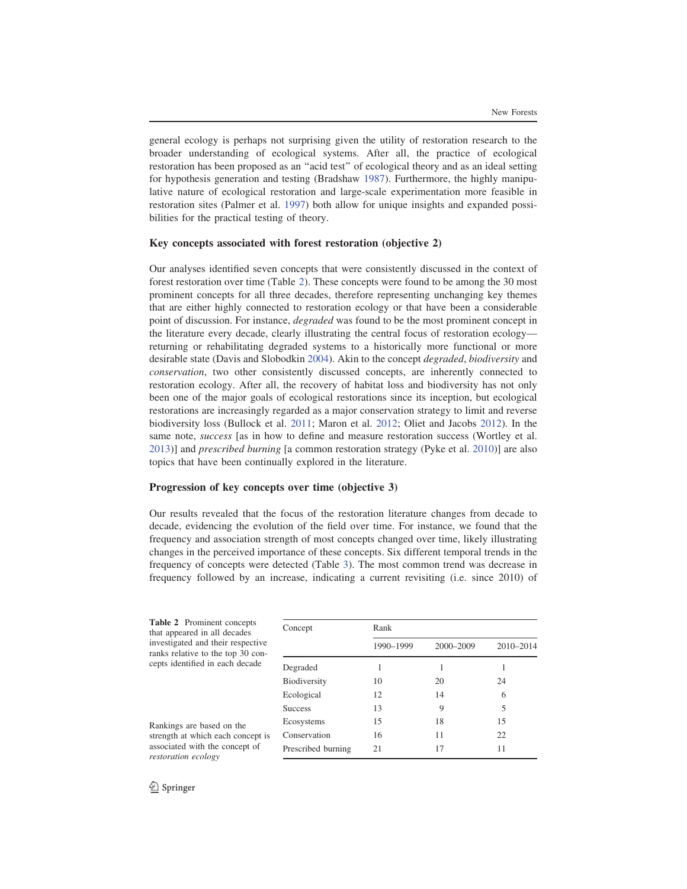general ecology is perhaps not surprising given the utility of restoration research to the broader understanding of ecological systems. After all, the practice of ecological restoration has been proposed as an "acid test" of ecological theory and as an ideal setting for hypothesis generation and testing (Bradshaw 1987). Furthermore, the highly manipulative nature of ecological restoration and large-scale experimentation more feasible in restoration sites (Palmer et al. 1997) both allow for unique insights and expanded possibilities for the practical testing of theory.

### Key concepts associated with forest restoration (objective 2)

Our analyses identified seven concepts that were consistently discussed in the context of forest restoration over time (Table 2). These concepts were found to be among the 30 most prominent concepts for all three decades, therefore representing unchanging key themes that are either highly connected to restoration ecology or that have been a considerable point of discussion. For instance, *degraded* was found to be the most prominent concept in the literature every decade, clearly illustrating the central focus of restoration ecology—returning or rehabilitating degraded systems to a historically more functional or more desirable state (Davis and Slobodkin 2004). Akin to the concept *degraded*, *biodiversity* and *conservation*, two other consistently discussed concepts, are inherently connected to restoration ecology. After all, the recovery of habitat loss and biodiversity has not only been one of the major goals of ecological restorations since its inception, but ecological restorations are increasingly regarded as a major conservation strategy to limit and reverse biodiversity loss (Bullock et al. 2011; Maron et al. 2012; Oliet and Jacobs 2012). In the same note, *success* [as in how to define and measure restoration success (Wortley et al. 2013)] and *prescribed burning* [a common restoration strategy (Pyke et al. 2010)] are also topics that have been continually explored in the literature.

### Progression of key concepts over time (objective 3)

Our results revealed that the focus of the restoration literature changes from decade to decade, evidencing the evolution of the field over time. For instance, we found that the frequency and association strength of most concepts changed over time, likely illustrating changes in the perceived importance of these concepts. Six different temporal trends in the frequency of concepts were detected (Table 3). The most common trend was decrease in frequency followed by an increase, indicating a current revisiting (i.e. since 2010) of

**Table 2** Prominent concepts that appeared in all decades investigated and their respective ranks relative to the top 30 concepts identified in each decade

| Concept | Rank | | |
|---|---|---|---|
| | 1990–1999 | 2000–2009 | 2010–2014 |
| Degraded | 1 | 1 | 1 |
| Biodiversity | 10 | 20 | 24 |
| Ecological | 12 | 14 | 6 |
| Success | 13 | 9 | 5 |
| Ecosystems | 15 | 18 | 15 |
| Conservation | 16 | 11 | 22 |
| Prescribed burning | 21 | 17 | 11 |

Rankings are based on the strength at which each concept is associated with the concept of *restoration ecology*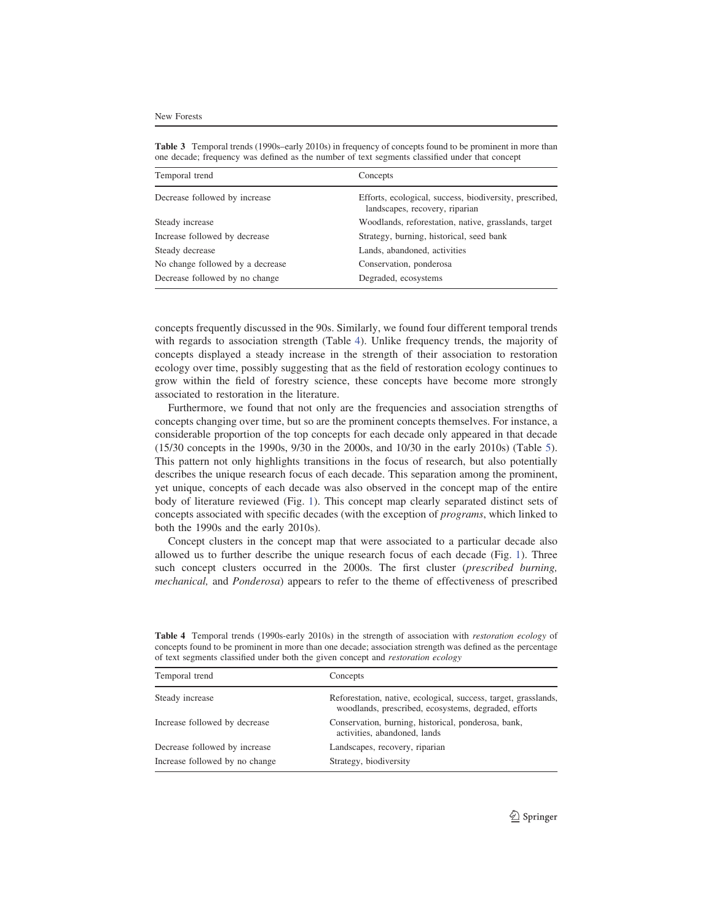**Table 3** Temporal trends (1990s–early 2010s) in frequency of concepts found to be prominent in more than one decade; frequency was defined as the number of text segments classified under that concept

| Temporal trend | Concepts |
| --- | --- |
| Decrease followed by increase | Efforts, ecological, success, biodiversity, prescribed, landscapes, recovery, riparian |
| Steady increase | Woodlands, reforestation, native, grasslands, target |
| Increase followed by decrease | Strategy, burning, historical, seed bank |
| Steady decrease | Lands, abandoned, activities |
| No change followed by a decrease | Conservation, ponderosa |
| Decrease followed by no change | Degraded, ecosystems |

concepts frequently discussed in the 90s. Similarly, we found four different temporal trends with regards to association strength (Table 4). Unlike frequency trends, the majority of concepts displayed a steady increase in the strength of their association to restoration ecology over time, possibly suggesting that as the field of restoration ecology continues to grow within the field of forestry science, these concepts have become more strongly associated to restoration in the literature.

Furthermore, we found that not only are the frequencies and association strengths of concepts changing over time, but so are the prominent concepts themselves. For instance, a considerable proportion of the top concepts for each decade only appeared in that decade (15/30 concepts in the 1990s, 9/30 in the 2000s, and 10/30 in the early 2010s) (Table 5). This pattern not only highlights transitions in the focus of research, but also potentially describes the unique research focus of each decade. This separation among the prominent, yet unique, concepts of each decade was also observed in the concept map of the entire body of literature reviewed (Fig. 1). This concept map clearly separated distinct sets of concepts associated with specific decades (with the exception of *programs*, which linked to both the 1990s and the early 2010s).

Concept clusters in the concept map that were associated to a particular decade also allowed us to further describe the unique research focus of each decade (Fig. 1). Three such concept clusters occurred in the 2000s. The first cluster (*prescribed burning, mechanical,* and *Ponderosa*) appears to refer to the theme of effectiveness of prescribed

**Table 4** Temporal trends (1990s-early 2010s) in the strength of association with *restoration ecology* of concepts found to be prominent in more than one decade; association strength was defined as the percentage of text segments classified under both the given concept and *restoration ecology*

| Temporal trend | Concepts |
| --- | --- |
| Steady increase | Reforestation, native, ecological, success, target, grasslands, woodlands, prescribed, ecosystems, degraded, efforts |
| Increase followed by decrease | Conservation, burning, historical, ponderosa, bank, activities, abandoned, lands |
| Decrease followed by increase | Landscapes, recovery, riparian |
| Increase followed by no change | Strategy, biodiversity |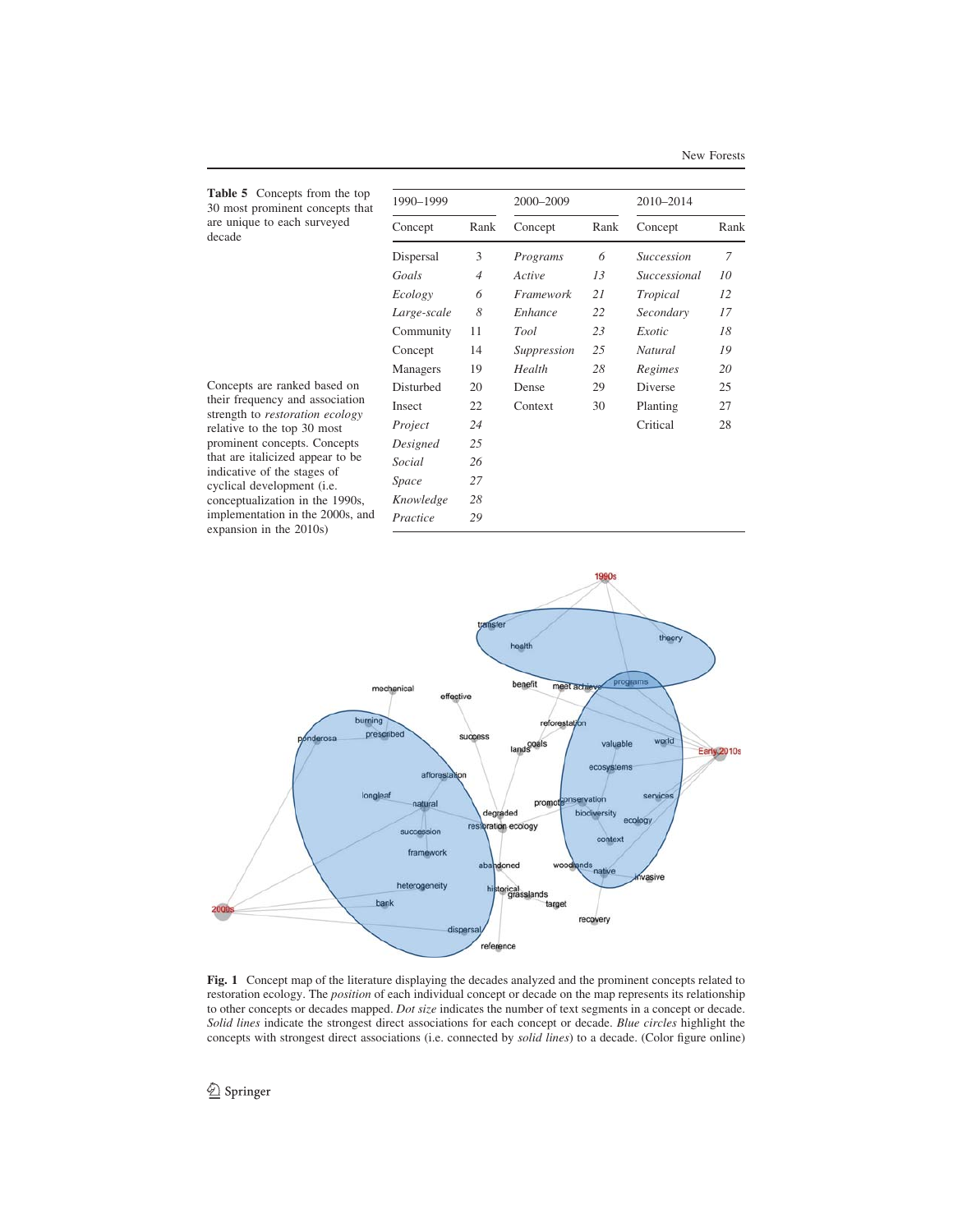**Table 5** Concepts from the top 30 most prominent concepts that are unique to each surveyed decade

| 1990–1999 | | 2000–2009 | | 2010–2014 | |
|---|---|---|---|---|---|
| Concept | Rank | Concept | Rank | Concept | Rank |
| Dispersal | 3 | *Programs* | *6* | *Succession* | *7* |
| *Goals* | *4* | *Active* | *13* | *Successional* | *10* |
| *Ecology* | *6* | *Framework* | *21* | *Tropical* | *12* |
| *Large-scale* | *8* | *Enhance* | *22* | *Secondary* | *17* |
| Community | 11 | *Tool* | *23* | *Exotic* | *18* |
| Concept | 14 | *Suppression* | *25* | *Natural* | *19* |
| Managers | 19 | *Health* | *28* | *Regimes* | *20* |
| Disturbed | 20 | Dense | 29 | Diverse | 25 |
| Insect | 22 | Context | 30 | Planting | 27 |
| *Project* | *24* | | | Critical | 28 |
| *Designed* | *25* | | | | |
| *Social* | *26* | | | | |
| *Space* | *27* | | | | |
| *Knowledge* | *28* | | | | |
| *Practice* | *29* | | | | |

Concepts are ranked based on their frequency and association strength to *restoration ecology* relative to the top 30 most prominent concepts. Concepts that are italicized appear to be indicative of the stages of cyclical development (i.e. conceptualization in the 1990s, implementation in the 2000s, and expansion in the 2010s)

**Fig. 1** Concept map of the literature displaying the decades analyzed and the prominent concepts related to restoration ecology. The *position* of each individual concept or decade on the map represents its relationship to other concepts or decades mapped. *Dot size* indicates the number of text segments in a concept or decade. *Solid lines* indicate the strongest direct associations for each concept or decade. *Blue circles* highlight the concepts with strongest direct associations (i.e. connected by *solid lines*) to a decade. (Color figure online)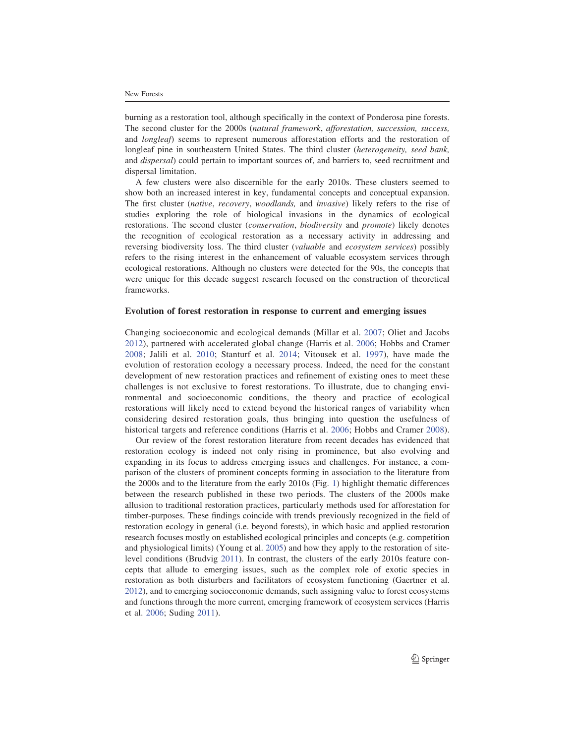burning as a restoration tool, although specifically in the context of Ponderosa pine forests. The second cluster for the 2000s (*natural framework*, *afforestation, succession, success,* and *longleaf*) seems to represent numerous afforestation efforts and the restoration of longleaf pine in southeastern United States. The third cluster (*heterogeneity, seed bank,* and *dispersal*) could pertain to important sources of, and barriers to, seed recruitment and dispersal limitation.

A few clusters were also discernible for the early 2010s. These clusters seemed to show both an increased interest in key, fundamental concepts and conceptual expansion. The first cluster (*native*, *recovery*, *woodlands,* and *invasive*) likely refers to the rise of studies exploring the role of biological invasions in the dynamics of ecological restorations. The second cluster (*conservation*, *biodiversity* and *promote*) likely denotes the recognition of ecological restoration as a necessary activity in addressing and reversing biodiversity loss. The third cluster (*valuable* and *ecosystem services*) possibly refers to the rising interest in the enhancement of valuable ecosystem services through ecological restorations. Although no clusters were detected for the 90s, the concepts that were unique for this decade suggest research focused on the construction of theoretical frameworks.

### Evolution of forest restoration in response to current and emerging issues

Changing socioeconomic and ecological demands (Millar et al. 2007; Oliet and Jacobs 2012), partnered with accelerated global change (Harris et al. 2006; Hobbs and Cramer 2008; Jalili et al. 2010; Stanturf et al. 2014; Vitousek et al. 1997), have made the evolution of restoration ecology a necessary process. Indeed, the need for the constant development of new restoration practices and refinement of existing ones to meet these challenges is not exclusive to forest restorations. To illustrate, due to changing environmental and socioeconomic conditions, the theory and practice of ecological restorations will likely need to extend beyond the historical ranges of variability when considering desired restoration goals, thus bringing into question the usefulness of historical targets and reference conditions (Harris et al. 2006; Hobbs and Cramer 2008).

Our review of the forest restoration literature from recent decades has evidenced that restoration ecology is indeed not only rising in prominence, but also evolving and expanding in its focus to address emerging issues and challenges. For instance, a comparison of the clusters of prominent concepts forming in association to the literature from the 2000s and to the literature from the early 2010s (Fig. 1) highlight thematic differences between the research published in these two periods. The clusters of the 2000s make allusion to traditional restoration practices, particularly methods used for afforestation for timber-purposes. These findings coincide with trends previously recognized in the field of restoration ecology in general (i.e. beyond forests), in which basic and applied restoration research focuses mostly on established ecological principles and concepts (e.g. competition and physiological limits) (Young et al. 2005) and how they apply to the restoration of site-level conditions (Brudvig 2011). In contrast, the clusters of the early 2010s feature concepts that allude to emerging issues, such as the complex role of exotic species in restoration as both disturbers and facilitators of ecosystem functioning (Gaertner et al. 2012), and to emerging socioeconomic demands, such assigning value to forest ecosystems and functions through the more current, emerging framework of ecosystem services (Harris et al. 2006; Suding 2011).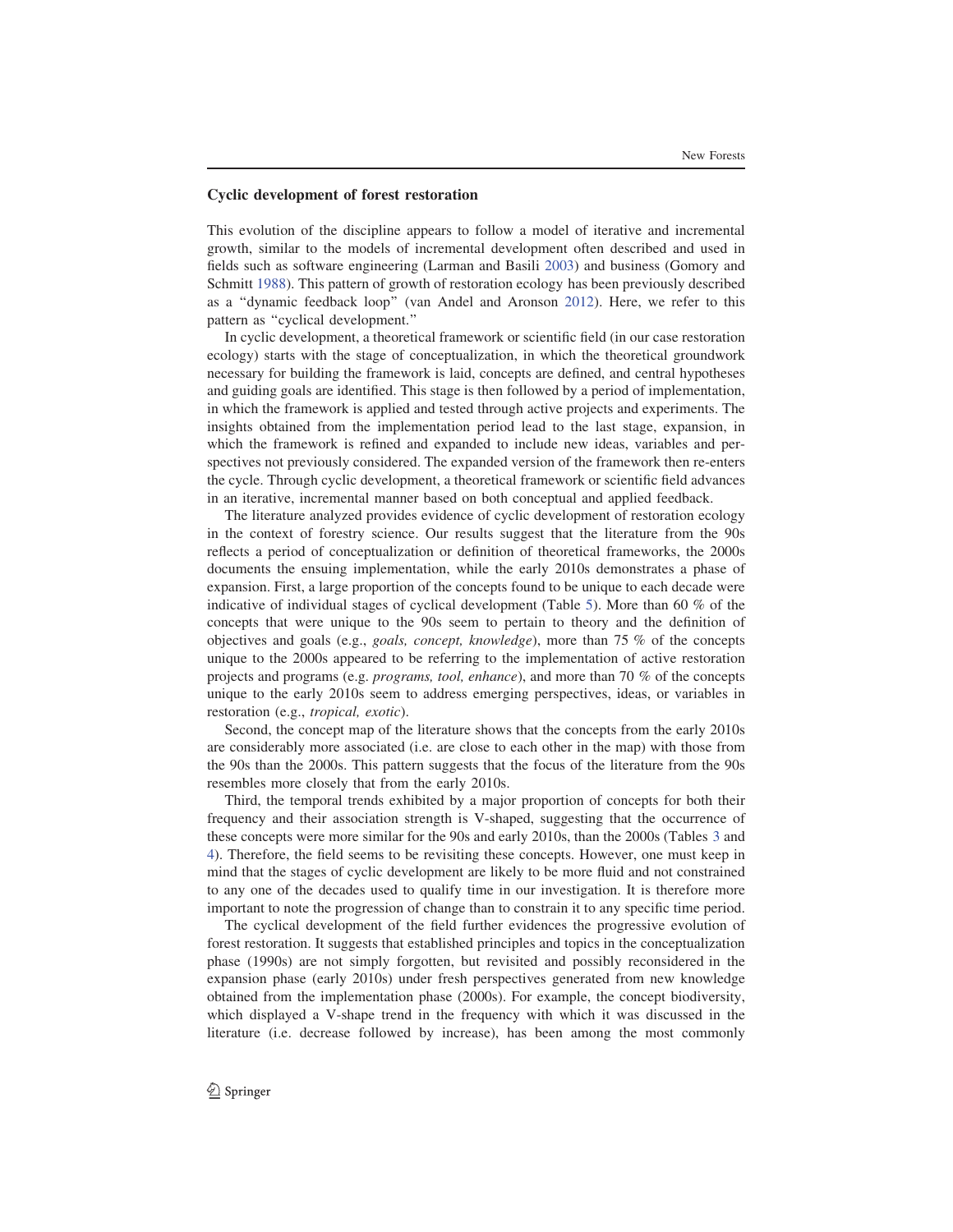### Cyclic development of forest restoration

This evolution of the discipline appears to follow a model of iterative and incremental growth, similar to the models of incremental development often described and used in fields such as software engineering (Larman and Basili 2003) and business (Gomory and Schmitt 1988). This pattern of growth of restoration ecology has been previously described as a "dynamic feedback loop" (van Andel and Aronson 2012). Here, we refer to this pattern as "cyclical development."

In cyclic development, a theoretical framework or scientific field (in our case restoration ecology) starts with the stage of conceptualization, in which the theoretical groundwork necessary for building the framework is laid, concepts are defined, and central hypotheses and guiding goals are identified. This stage is then followed by a period of implementation, in which the framework is applied and tested through active projects and experiments. The insights obtained from the implementation period lead to the last stage, expansion, in which the framework is refined and expanded to include new ideas, variables and perspectives not previously considered. The expanded version of the framework then re-enters the cycle. Through cyclic development, a theoretical framework or scientific field advances in an iterative, incremental manner based on both conceptual and applied feedback.

The literature analyzed provides evidence of cyclic development of restoration ecology in the context of forestry science. Our results suggest that the literature from the 90s reflects a period of conceptualization or definition of theoretical frameworks, the 2000s documents the ensuing implementation, while the early 2010s demonstrates a phase of expansion. First, a large proportion of the concepts found to be unique to each decade were indicative of individual stages of cyclical development (Table 5). More than 60 % of the concepts that were unique to the 90s seem to pertain to theory and the definition of objectives and goals (e.g., *goals, concept, knowledge*), more than 75 % of the concepts unique to the 2000s appeared to be referring to the implementation of active restoration projects and programs (e.g. *programs, tool, enhance*), and more than 70 % of the concepts unique to the early 2010s seem to address emerging perspectives, ideas, or variables in restoration (e.g., *tropical, exotic*).

Second, the concept map of the literature shows that the concepts from the early 2010s are considerably more associated (i.e. are close to each other in the map) with those from the 90s than the 2000s. This pattern suggests that the focus of the literature from the 90s resembles more closely that from the early 2010s.

Third, the temporal trends exhibited by a major proportion of concepts for both their frequency and their association strength is V-shaped, suggesting that the occurrence of these concepts were more similar for the 90s and early 2010s, than the 2000s (Tables 3 and 4). Therefore, the field seems to be revisiting these concepts. However, one must keep in mind that the stages of cyclic development are likely to be more fluid and not constrained to any one of the decades used to qualify time in our investigation. It is therefore more important to note the progression of change than to constrain it to any specific time period.

The cyclical development of the field further evidences the progressive evolution of forest restoration. It suggests that established principles and topics in the conceptualization phase (1990s) are not simply forgotten, but revisited and possibly reconsidered in the expansion phase (early 2010s) under fresh perspectives generated from new knowledge obtained from the implementation phase (2000s). For example, the concept biodiversity, which displayed a V-shape trend in the frequency with which it was discussed in the literature (i.e. decrease followed by increase), has been among the most commonly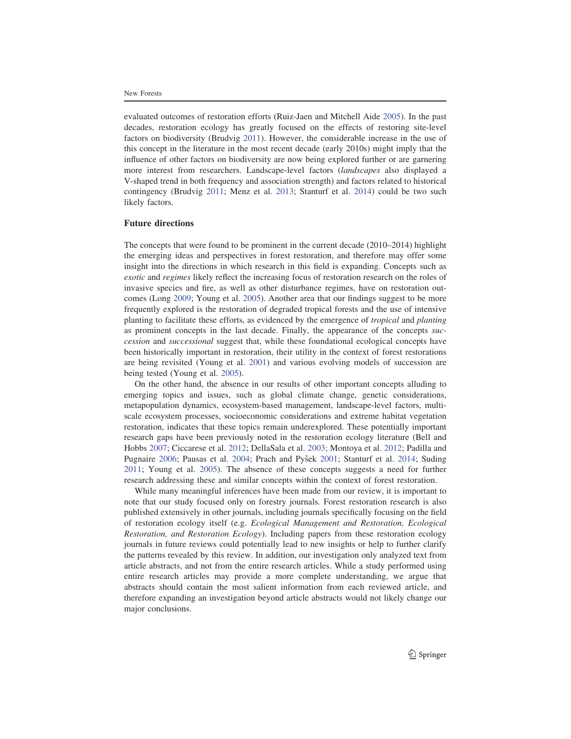evaluated outcomes of restoration efforts (Ruiz-Jaen and Mitchell Aide 2005). In the past decades, restoration ecology has greatly focused on the effects of restoring site-level factors on biodiversity (Brudvig 2011). However, the considerable increase in the use of this concept in the literature in the most recent decade (early 2010s) might imply that the influence of other factors on biodiversity are now being explored further or are garnering more interest from researchers. Landscape-level factors (*landscapes* also displayed a V-shaped trend in both frequency and association strength) and factors related to historical contingency (Brudvig 2011; Menz et al. 2013; Stanturf et al. 2014) could be two such likely factors.

## Future directions

The concepts that were found to be prominent in the current decade (2010–2014) highlight the emerging ideas and perspectives in forest restoration, and therefore may offer some insight into the directions in which research in this field is expanding. Concepts such as *exotic* and *regimes* likely reflect the increasing focus of restoration research on the roles of invasive species and fire, as well as other disturbance regimes, have on restoration outcomes (Long 2009; Young et al. 2005). Another area that our findings suggest to be more frequently explored is the restoration of degraded tropical forests and the use of intensive planting to facilitate these efforts, as evidenced by the emergence of *tropical* and *planting* as prominent concepts in the last decade. Finally, the appearance of the concepts *succession* and *successional* suggest that, while these foundational ecological concepts have been historically important in restoration, their utility in the context of forest restorations are being revisited (Young et al. 2001) and various evolving models of succession are being tested (Young et al. 2005).

On the other hand, the absence in our results of other important concepts alluding to emerging topics and issues, such as global climate change, genetic considerations, metapopulation dynamics, ecosystem-based management, landscape-level factors, multi-scale ecosystem processes, socioeconomic considerations and extreme habitat vegetation restoration, indicates that these topics remain underexplored. These potentially important research gaps have been previously noted in the restoration ecology literature (Bell and Hobbs 2007; Ciccarese et al. 2012; DellaSala et al. 2003; Montoya et al. 2012; Padilla and Pugnaire 2006; Pausas et al. 2004; Prach and Pyšek 2001; Stanturf et al. 2014; Suding 2011; Young et al. 2005). The absence of these concepts suggests a need for further research addressing these and similar concepts within the context of forest restoration.

While many meaningful inferences have been made from our review, it is important to note that our study focused only on forestry journals. Forest restoration research is also published extensively in other journals, including journals specifically focusing on the field of restoration ecology itself (e.g. *Ecological Management and Restoration, Ecological Restoration, and Restoration Ecology*). Including papers from these restoration ecology journals in future reviews could potentially lead to new insights or help to further clarify the patterns revealed by this review. In addition, our investigation only analyzed text from article abstracts, and not from the entire research articles. While a study performed using entire research articles may provide a more complete understanding, we argue that abstracts should contain the most salient information from each reviewed article, and therefore expanding an investigation beyond article abstracts would not likely change our major conclusions.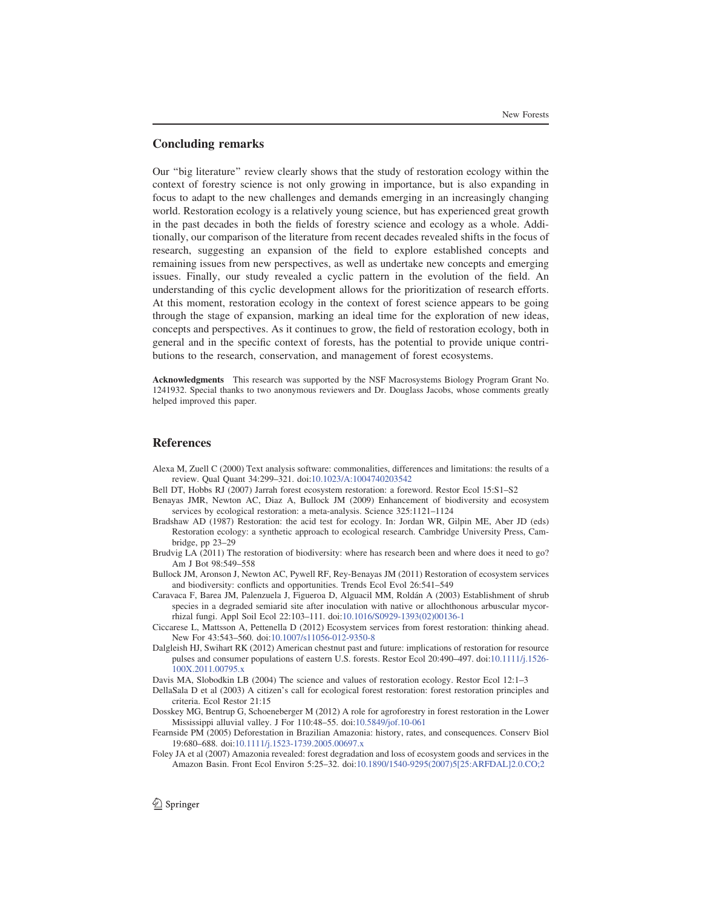## Concluding remarks

Our "big literature" review clearly shows that the study of restoration ecology within the context of forestry science is not only growing in importance, but is also expanding in focus to adapt to the new challenges and demands emerging in an increasingly changing world. Restoration ecology is a relatively young science, but has experienced great growth in the past decades in both the fields of forestry science and ecology as a whole. Additionally, our comparison of the literature from recent decades revealed shifts in the focus of research, suggesting an expansion of the field to explore established concepts and remaining issues from new perspectives, as well as undertake new concepts and emerging issues. Finally, our study revealed a cyclic pattern in the evolution of the field. An understanding of this cyclic development allows for the prioritization of research efforts. At this moment, restoration ecology in the context of forest science appears to be going through the stage of expansion, marking an ideal time for the exploration of new ideas, concepts and perspectives. As it continues to grow, the field of restoration ecology, both in general and in the specific context of forests, has the potential to provide unique contributions to the research, conservation, and management of forest ecosystems.

**Acknowledgments** This research was supported by the NSF Macrosystems Biology Program Grant No. 1241932. Special thanks to two anonymous reviewers and Dr. Douglass Jacobs, whose comments greatly helped improved this paper.

## References

Alexa M, Zuell C (2000) Text analysis software: commonalities, differences and limitations: the results of a review. Qual Quant 34:299–321. doi:10.1023/A:1004740203542

Bell DT, Hobbs RJ (2007) Jarrah forest ecosystem restoration: a foreword. Restor Ecol 15:S1–S2

Benayas JMR, Newton AC, Diaz A, Bullock JM (2009) Enhancement of biodiversity and ecosystem services by ecological restoration: a meta-analysis. Science 325:1121–1124

Bradshaw AD (1987) Restoration: the acid test for ecology. In: Jordan WR, Gilpin ME, Aber JD (eds) Restoration ecology: a synthetic approach to ecological research. Cambridge University Press, Cambridge, pp 23–29

Brudvig LA (2011) The restoration of biodiversity: where has research been and where does it need to go? Am J Bot 98:549–558

Bullock JM, Aronson J, Newton AC, Pywell RF, Rey-Benayas JM (2011) Restoration of ecosystem services and biodiversity: conflicts and opportunities. Trends Ecol Evol 26:541–549

Caravaca F, Barea JM, Palenzuela J, Figueroa D, Alguacil MM, Roldán A (2003) Establishment of shrub species in a degraded semiarid site after inoculation with native or allochthonous arbuscular mycorrhizal fungi. Appl Soil Ecol 22:103–111. doi:10.1016/S0929-1393(02)00136-1

Ciccarese L, Mattsson A, Pettenella D (2012) Ecosystem services from forest restoration: thinking ahead. New For 43:543–560. doi:10.1007/s11056-012-9350-8

Dalgleish HJ, Swihart RK (2012) American chestnut past and future: implications of restoration for resource pulses and consumer populations of eastern U.S. forests. Restor Ecol 20:490–497. doi:10.1111/j.1526-100X.2011.00795.x

Davis MA, Slobodkin LB (2004) The science and values of restoration ecology. Restor Ecol 12:1–3

DellaSala D et al (2003) A citizen's call for ecological forest restoration: forest restoration principles and criteria. Ecol Restor 21:15

Dosskey MG, Bentrup G, Schoeneberger M (2012) A role for agroforestry in forest restoration in the Lower Mississippi alluvial valley. J For 110:48–55. doi:10.5849/jof.10-061

Fearnside PM (2005) Deforestation in Brazilian Amazonia: history, rates, and consequences. Conserv Biol 19:680–688. doi:10.1111/j.1523-1739.2005.00697.x

Foley JA et al (2007) Amazonia revealed: forest degradation and loss of ecosystem goods and services in the Amazon Basin. Front Ecol Environ 5:25–32. doi:10.1890/1540-9295(2007)5[25:ARFDAL]2.0.CO;2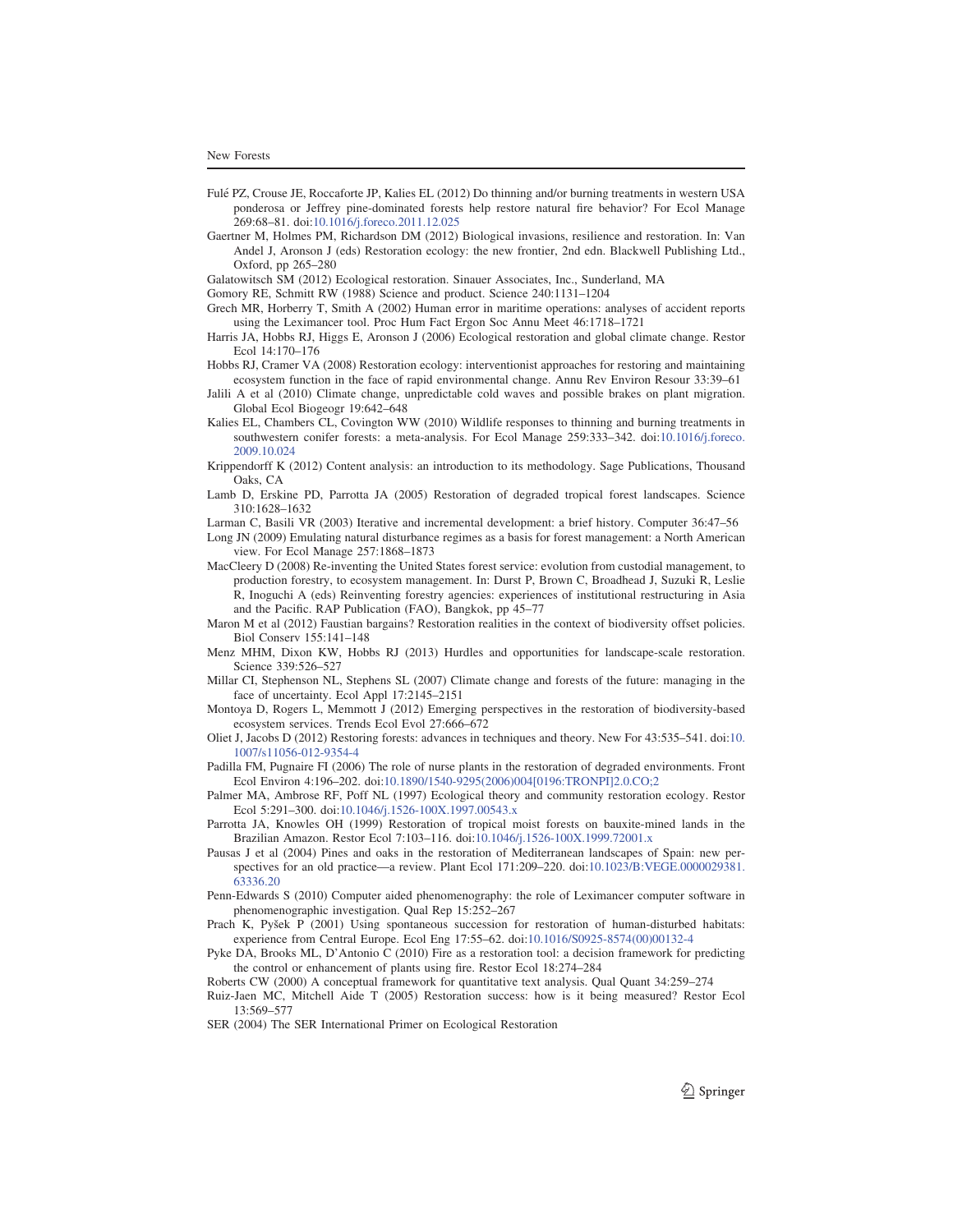Fulé PZ, Crouse JE, Roccaforte JP, Kalies EL (2012) Do thinning and/or burning treatments in western USA ponderosa or Jeffrey pine-dominated forests help restore natural fire behavior? For Ecol Manage 269:68–81. doi:10.1016/j.foreco.2011.12.025

Gaertner M, Holmes PM, Richardson DM (2012) Biological invasions, resilience and restoration. In: Van Andel J, Aronson J (eds) Restoration ecology: the new frontier, 2nd edn. Blackwell Publishing Ltd., Oxford, pp 265–280

Galatowitsch SM (2012) Ecological restoration. Sinauer Associates, Inc., Sunderland, MA

Gomory RE, Schmitt RW (1988) Science and product. Science 240:1131–1204

Grech MR, Horberry T, Smith A (2002) Human error in maritime operations: analyses of accident reports using the Leximancer tool. Proc Hum Fact Ergon Soc Annu Meet 46:1718–1721

Harris JA, Hobbs RJ, Higgs E, Aronson J (2006) Ecological restoration and global climate change. Restor Ecol 14:170–176

Hobbs RJ, Cramer VA (2008) Restoration ecology: interventionist approaches for restoring and maintaining ecosystem function in the face of rapid environmental change. Annu Rev Environ Resour 33:39–61

Jalili A et al (2010) Climate change, unpredictable cold waves and possible brakes on plant migration. Global Ecol Biogeogr 19:642–648

Kalies EL, Chambers CL, Covington WW (2010) Wildlife responses to thinning and burning treatments in southwestern conifer forests: a meta-analysis. For Ecol Manage 259:333–342. doi:10.1016/j.foreco.2009.10.024

Krippendorff K (2012) Content analysis: an introduction to its methodology. Sage Publications, Thousand Oaks, CA

Lamb D, Erskine PD, Parrotta JA (2005) Restoration of degraded tropical forest landscapes. Science 310:1628–1632

Larman C, Basili VR (2003) Iterative and incremental development: a brief history. Computer 36:47–56

Long JN (2009) Emulating natural disturbance regimes as a basis for forest management: a North American view. For Ecol Manage 257:1868–1873

MacCleery D (2008) Re-inventing the United States forest service: evolution from custodial management, to production forestry, to ecosystem management. In: Durst P, Brown C, Broadhead J, Suzuki R, Leslie R, Inoguchi A (eds) Reinventing forestry agencies: experiences of institutional restructuring in Asia and the Pacific. RAP Publication (FAO), Bangkok, pp 45–77

Maron M et al (2012) Faustian bargains? Restoration realities in the context of biodiversity offset policies. Biol Conserv 155:141–148

Menz MHM, Dixon KW, Hobbs RJ (2013) Hurdles and opportunities for landscape-scale restoration. Science 339:526–527

Millar CI, Stephenson NL, Stephens SL (2007) Climate change and forests of the future: managing in the face of uncertainty. Ecol Appl 17:2145–2151

Montoya D, Rogers L, Memmott J (2012) Emerging perspectives in the restoration of biodiversity-based ecosystem services. Trends Ecol Evol 27:666–672

Oliet J, Jacobs D (2012) Restoring forests: advances in techniques and theory. New For 43:535–541. doi:10.1007/s11056-012-9354-4

Padilla FM, Pugnaire FI (2006) The role of nurse plants in the restoration of degraded environments. Front Ecol Environ 4:196–202. doi:10.1890/1540-9295(2006)004[0196:TRONPI]2.0.CO;2

Palmer MA, Ambrose RF, Poff NL (1997) Ecological theory and community restoration ecology. Restor Ecol 5:291–300. doi:10.1046/j.1526-100X.1997.00543.x

Parrotta JA, Knowles OH (1999) Restoration of tropical moist forests on bauxite-mined lands in the Brazilian Amazon. Restor Ecol 7:103–116. doi:10.1046/j.1526-100X.1999.72001.x

Pausas J et al (2004) Pines and oaks in the restoration of Mediterranean landscapes of Spain: new perspectives for an old practice—a review. Plant Ecol 171:209–220. doi:10.1023/B:VEGE.0000029381.63336.20

Penn-Edwards S (2010) Computer aided phenomenography: the role of Leximancer computer software in phenomenographic investigation. Qual Rep 15:252–267

Prach K, Pyšek P (2001) Using spontaneous succession for restoration of human-disturbed habitats: experience from Central Europe. Ecol Eng 17:55–62. doi:10.1016/S0925-8574(00)00132-4

Pyke DA, Brooks ML, D'Antonio C (2010) Fire as a restoration tool: a decision framework for predicting the control or enhancement of plants using fire. Restor Ecol 18:274–284

Roberts CW (2000) A conceptual framework for quantitative text analysis. Qual Quant 34:259–274

Ruiz-Jaen MC, Mitchell Aide T (2005) Restoration success: how is it being measured? Restor Ecol 13:569–577

SER (2004) The SER International Primer on Ecological Restoration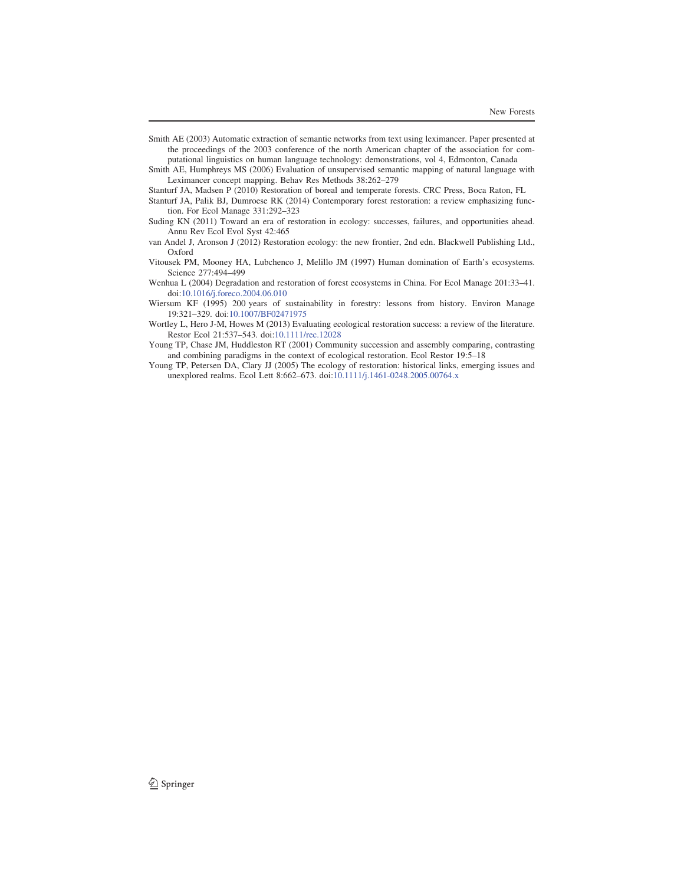Smith AE (2003) Automatic extraction of semantic networks from text using leximancer. Paper presented at the proceedings of the 2003 conference of the north American chapter of the association for computational linguistics on human language technology: demonstrations, vol 4, Edmonton, Canada

Smith AE, Humphreys MS (2006) Evaluation of unsupervised semantic mapping of natural language with Leximancer concept mapping. Behav Res Methods 38:262–279

Stanturf JA, Madsen P (2010) Restoration of boreal and temperate forests. CRC Press, Boca Raton, FL

Stanturf JA, Palik BJ, Dumroese RK (2014) Contemporary forest restoration: a review emphasizing function. For Ecol Manage 331:292–323

Suding KN (2011) Toward an era of restoration in ecology: successes, failures, and opportunities ahead. Annu Rev Ecol Evol Syst 42:465

van Andel J, Aronson J (2012) Restoration ecology: the new frontier, 2nd edn. Blackwell Publishing Ltd., Oxford

Vitousek PM, Mooney HA, Lubchenco J, Melillo JM (1997) Human domination of Earth's ecosystems. Science 277:494–499

Wenhua L (2004) Degradation and restoration of forest ecosystems in China. For Ecol Manage 201:33–41. doi:10.1016/j.foreco.2004.06.010

Wiersum KF (1995) 200 years of sustainability in forestry: lessons from history. Environ Manage 19:321–329. doi:10.1007/BF02471975

Wortley L, Hero J-M, Howes M (2013) Evaluating ecological restoration success: a review of the literature. Restor Ecol 21:537–543. doi:10.1111/rec.12028

Young TP, Chase JM, Huddleston RT (2001) Community succession and assembly comparing, contrasting and combining paradigms in the context of ecological restoration. Ecol Restor 19:5–18

Young TP, Petersen DA, Clary JJ (2005) The ecology of restoration: historical links, emerging issues and unexplored realms. Ecol Lett 8:662–673. doi:10.1111/j.1461-0248.2005.00764.x